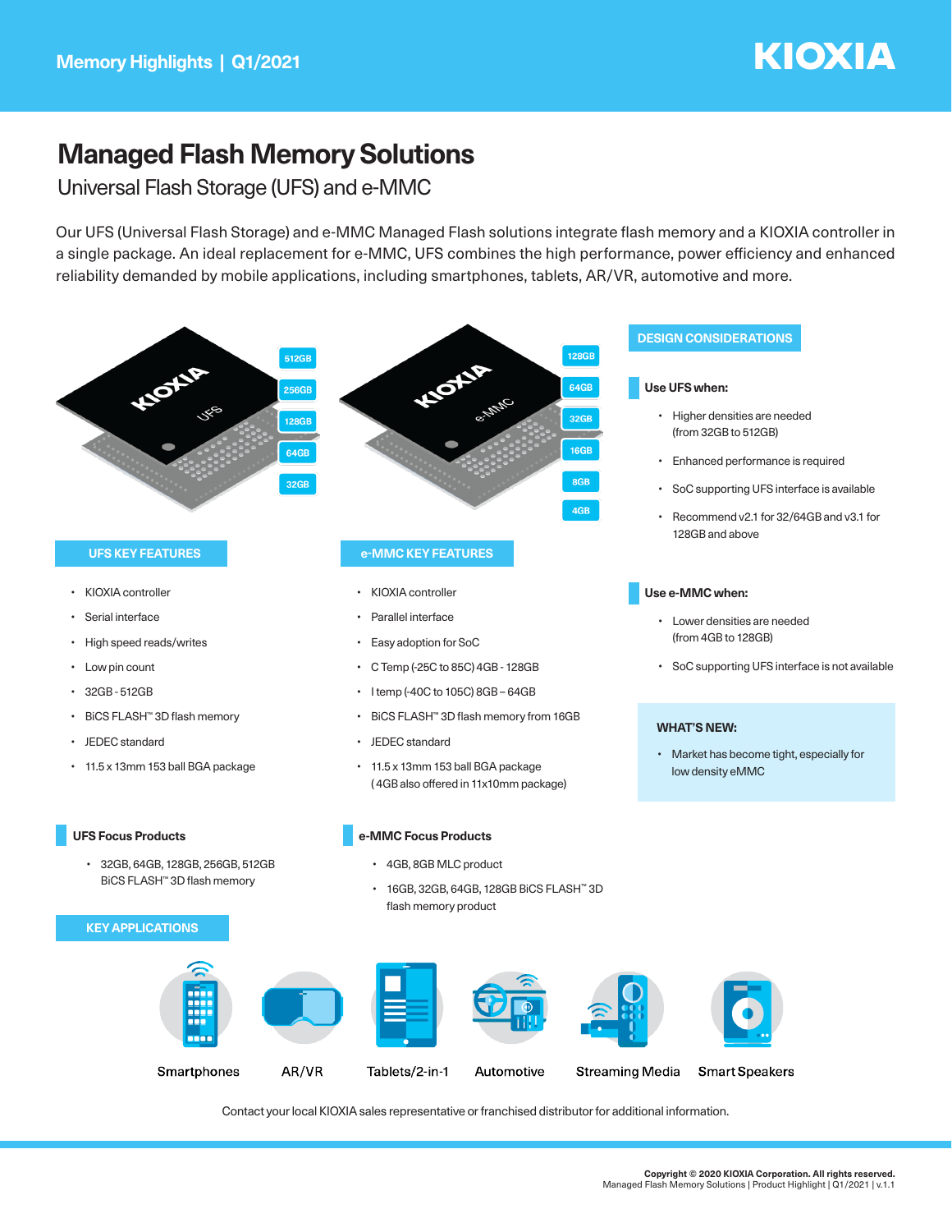# Managed Flash Memory Solutions

## Universal Flash Storage (UFS) and e-MMC

Our UFS (Universal Flash Storage) and e-MMC Managed Flash solutions integrate flash memory and a KIOXIA controller in a single package. An ideal replacement for e-MMC, UFS combines the high performance, power efficiency and enhanced reliability demanded by mobile applications, including smartphones, tablets, AR/VR, automotive and more.

512GB 256GB 128GB 64GB 32GB

128GB 64GB 32GB 16GB 8GB 4GB

### UFS KEY FEATURES

- KIOXIA controller
- Serial interface
- High speed reads/writes
- Low pin count
- 32GB - 512GB
- BiCS FLASH™ 3D flash memory
- JEDEC standard
- 11.5 x 13mm 153 ball BGA package

### e-MMC KEY FEATURES

- KIOXIA controller
- Parallel interface
- Easy adoption for SoC
- C Temp (-25C to 85C) 4GB - 128GB
- I temp (-40C to 105C) 8GB – 64GB
- BiCS FLASH™ 3D flash memory from 16GB
- JEDEC standard
- 11.5 x 13mm 153 ball BGA package (4GB also offered in 11x10mm package)

### DESIGN CONSIDERATIONS

**Use UFS when:**

- Higher densities are needed (from 32GB to 512GB)
- Enhanced performance is required
- SoC supporting UFS interface is available
- Recommend v2.1 for 32/64GB and v3.1 for 128GB and above

**Use e-MMC when:**

- Lower densities are needed (from 4GB to 128GB)
- SoC supporting UFS interface is not available

**WHAT'S NEW:**

- Market has become tight, especially for low density eMMC

### UFS Focus Products

- 32GB, 64GB, 128GB, 256GB, 512GB BiCS FLASH™ 3D flash memory

### e-MMC Focus Products

- 4GB, 8GB MLC product
- 16GB, 32GB, 64GB, 128GB BiCS FLASH™ 3D flash memory product

### KEY APPLICATIONS

Smartphones | AR/VR | Tablets/2-in-1 | Automotive | Streaming Media | Smart Speakers

Contact your local KIOXIA sales representative or franchised distributor for additional information.

**Copyright © 2020 KIOXIA Corporation. All rights reserved.**
Managed Flash Memory Solutions | Product Highlight | Q1/2021 | v.1.1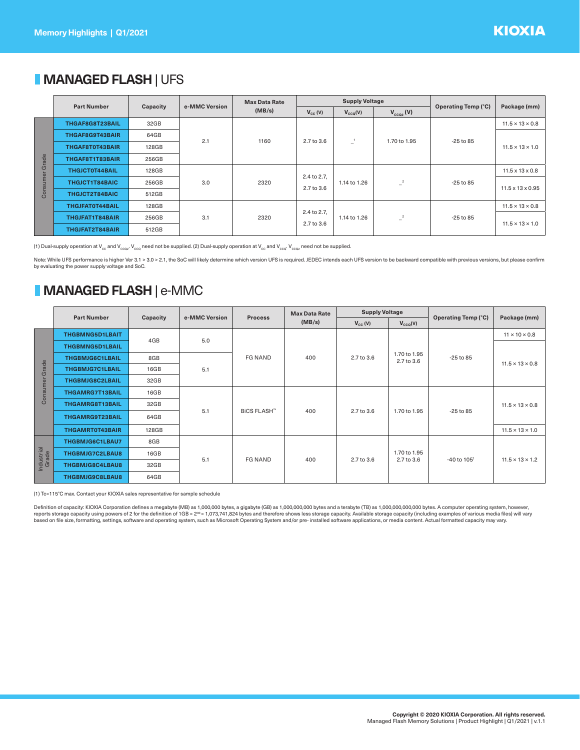# MANAGED FLASH | UFS

| | Part Number | Capacity | e-MMC Version | Max Data Rate (MB/s) | Supply Voltage | | | Operating Temp (°C) | Package (mm) |
|---|---|---|---|---|---|---|---|---|---|
| | | | | | $V_{CC}$ (V) | $V_{CCQ}$(V) | $V_{CCQ2}$ (V) | | |
| Consumer Grade | THGAF8G8T23BAIL | 32GB | 2.1 | 1160 | 2.7 to 3.6 | _[1] | 1.70 to 1.95 | -25 to 85 | 11.5 × 13 × 0.8 |
| | THGAF8G9T43BAIR | 64GB | | | | | | | 11.5 × 13 × 1.0 |
| | THGAF8T0T43BAIR | 128GB | | | | | | | |
| | THGAF8T1T83BAIR | 256GB | | | | | | | |
| | THGJCT0T44BAIL | 128GB | 3.0 | 2320 | 2.4 to 2.7, 2.7 to 3.6 | 1.14 to 1.26 | _[2] | -25 to 85 | 11.5 x 13 x 0.8 |
| | THGJCT1T84BAIC | 256GB | | | | | | | 11.5 x 13 x 0.95 |
| | THGJCT2T84BAIC | 512GB | | | | | | | |
| | THGJFAT0T44BAIL | 128GB | 3.1 | 2320 | 2.4 to 2.7, 2.7 to 3.6 | 1.14 to 1.26 | _[2] | -25 to 85 | 11.5 × 13 × 0.8 |
| | THGJFAT1T84BAIR | 256GB | | | | | | | 11.5 × 13 × 1.0 |
| | THGJFAT2T84BAIR | 512GB | | | | | | | |

(1) Dual-supply operation at $V_{CC}$ and $V_{CCQ2}$. $V_{CCQ}$ need not be supplied. (2) Dual-supply operation at $V_{CC}$ and $V_{CCQ}$. $V_{CCQ2}$ need not be supplied.

Note: While UFS performance is higher Ver 3.1 > 3.0 > 2.1, the SoC will likely determine which version UFS is required. JEDEC intends each UFS version to be backward compatible with previous versions, but please confirm by evaluating the power supply voltage and SoC.

# MANAGED FLASH | e-MMC

| | Part Number | Capacity | e-MMC Version | Process | Max Data Rate (MB/s) | Supply Voltage | | Operating Temp (°C) | Package (mm) |
|---|---|---|---|---|---|---|---|---|---|
| | | | | | | $V_{CC}$ (V) | $V_{CCQ}$(V) | | |
| Consumer Grade | THGBMNG5D1LBAIT | 4GB | 5.0 | FG NAND | 400 | 2.7 to 3.6 | 1.70 to 1.95 2.7 to 3.6 | -25 to 85 | 11 × 10 × 0.8 |
| | THGBMNG5D1LBAIL | | | | | | | | 11.5 × 13 × 0.8 |
| | THGBMJG6C1LBAIL | 8GB | 5.1 | | | | | | |
| | THGBMJG7C1LBAIL | 16GB | | | | | | | |
| | THGBMJG8C2LBAIL | 32GB | | | | | | | |
| | THGAMRG7T13BAIL | 16GB | 5.1 | BiCS FLASH™ | 400 | 2.7 to 3.6 | 1.70 to 1.95 | -25 to 85 | 11.5 × 13 × 0.8 |
| | THGAMRG8T13BAIL | 32GB | | | | | | | |
| | THGAMRG9T23BAIL | 64GB | | | | | | | |
| | THGAMRT0T43BAIR | 128GB | | | | | | | 11.5 × 13 × 1.0 |
| Industrial Grade | THGBMJG6C1LBAU7 | 8GB | 5.1 | FG NAND | 400 | 2.7 to 3.6 | 1.70 to 1.95 2.7 to 3.6 | -40 to 105[1] | 11.5 × 13 × 1.2 |
| | THGBMJG7C2LBAU8 | 16GB | | | | | | | |
| | THGBMJG8C4LBAU8 | 32GB | | | | | | | |
| | THGBMJG9C8LBAU8 | 64GB | | | | | | | |

(1) Tc=115°C max. Contact your KIOXIA sales representative for sample schedule

Definition of capacity: KIOXIA Corporation defines a megabyte (MB) as 1,000,000 bytes, a gigabyte (GB) as 1,000,000,000 bytes and a terabyte (TB) as 1,000,000,000,000 bytes. A computer operating system, however, reports storage capacity using powers of 2 for the definition of 1GB = $2^{30}$ = 1,073,741,824 bytes and therefore shows less storage capacity. Available storage capacity (including examples of various media files) will vary based on file size, formatting, settings, software and operating system, such as Microsoft Operating System and/or pre- installed software applications, or media content. Actual formatted capacity may vary.

**Copyright © 2020 KIOXIA Corporation. All rights reserved.**
Managed Flash Memory Solutions | Product Highlight | Q1/2021 | v.1.1